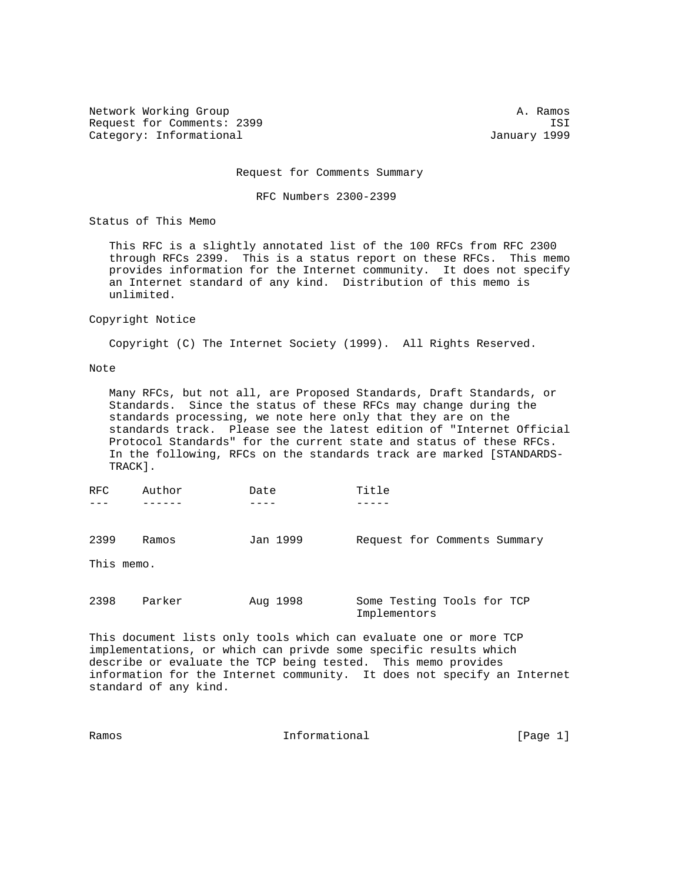Network Working Group A. Ramos
Request for Comments: 2399 ISI
Category: Informational January 1999

# Request for Comments Summary

## RFC Numbers 2300-2399

### Status of This Memo

This RFC is a slightly annotated list of the 100 RFCs from RFC 2300 through RFCs 2399. This is a status report on these RFCs. This memo provides information for the Internet community. It does not specify an Internet standard of any kind. Distribution of this memo is unlimited.

### Copyright Notice

Copyright (C) The Internet Society (1999). All Rights Reserved.

### Note

Many RFCs, but not all, are Proposed Standards, Draft Standards, or Standards. Since the status of these RFCs may change during the standards processing, we note here only that they are on the standards track. Please see the latest edition of "Internet Official Protocol Standards" for the current state and status of these RFCs. In the following, RFCs on the standards track are marked [STANDARDS-TRACK].

| RFC | Author | Date | Title |
|---|---|---|---|
| 2399 | Ramos | Jan 1999 | Request for Comments Summary |

This memo.

| RFC | Author | Date | Title |
|---|---|---|---|
| 2398 | Parker | Aug 1998 | Some Testing Tools for TCP Implementors |

This document lists only tools which can evaluate one or more TCP implementations, or which can privde some specific results which describe or evaluate the TCP being tested. This memo provides information for the Internet community. It does not specify an Internet standard of any kind.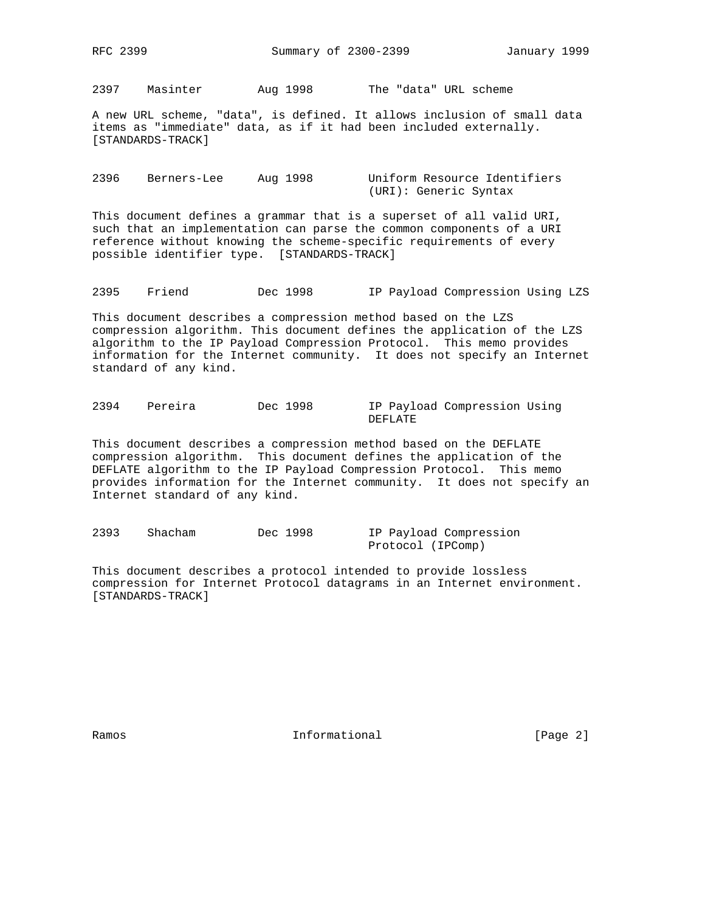2397    Masinter        Aug 1998        The "data" URL scheme

A new URL scheme, "data", is defined. It allows inclusion of small data items as "immediate" data, as if it had been included externally. [STANDARDS-TRACK]

2396    Berners-Lee     Aug 1998        Uniform Resource Identifiers (URI): Generic Syntax

This document defines a grammar that is a superset of all valid URI, such that an implementation can parse the common components of a URI reference without knowing the scheme-specific requirements of every possible identifier type.  [STANDARDS-TRACK]

2395    Friend          Dec 1998        IP Payload Compression Using LZS

This document describes a compression method based on the LZS compression algorithm. This document defines the application of the LZS algorithm to the IP Payload Compression Protocol.  This memo provides information for the Internet community.  It does not specify an Internet standard of any kind.

2394    Pereira         Dec 1998        IP Payload Compression Using DEFLATE

This document describes a compression method based on the DEFLATE compression algorithm.  This document defines the application of the DEFLATE algorithm to the IP Payload Compression Protocol.  This memo provides information for the Internet community.  It does not specify an Internet standard of any kind.

2393    Shacham         Dec 1998        IP Payload Compression Protocol (IPComp)

This document describes a protocol intended to provide lossless compression for Internet Protocol datagrams in an Internet environment. [STANDARDS-TRACK]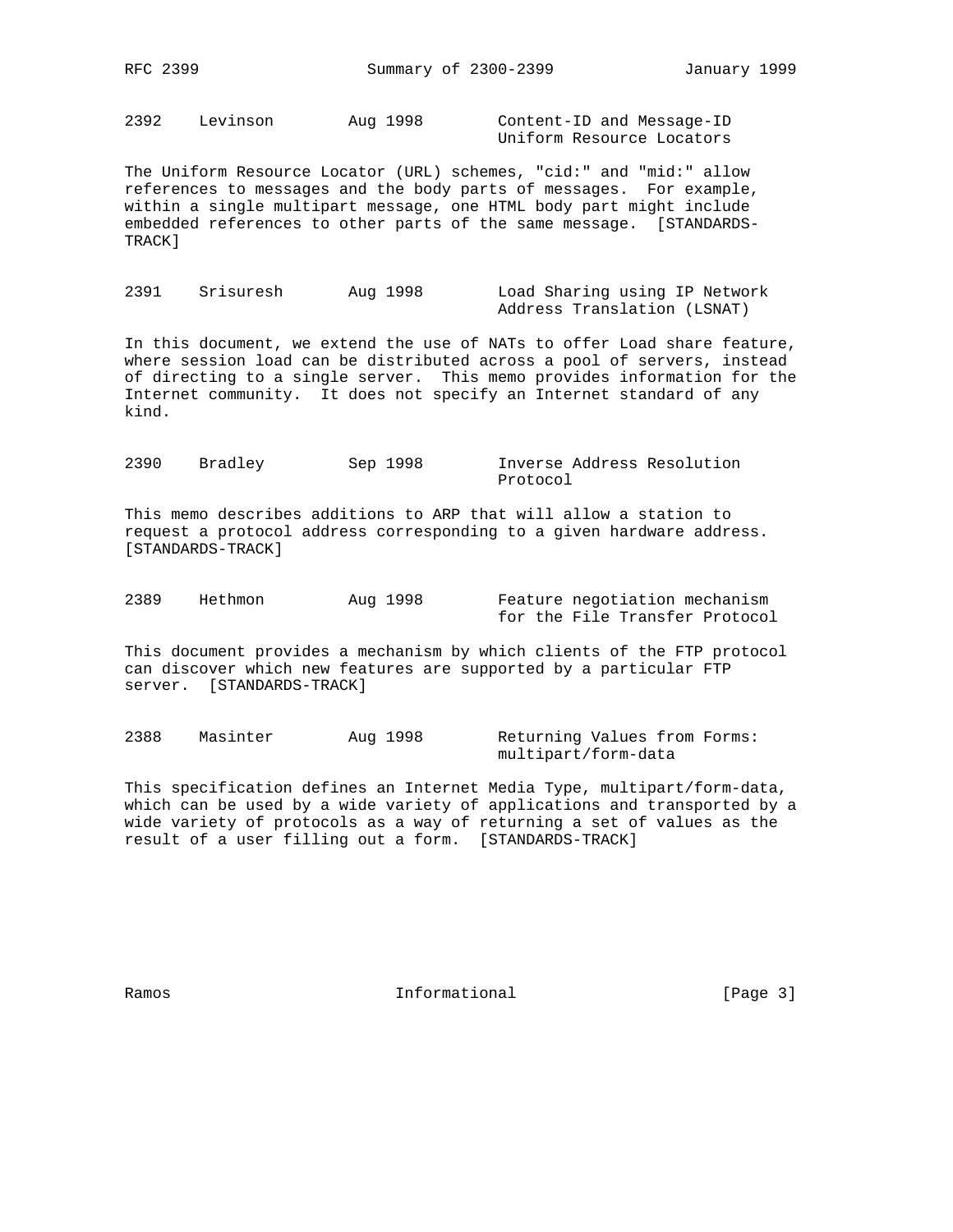2392    Levinson        Aug 1998        Content-ID and Message-ID Uniform Resource Locators

The Uniform Resource Locator (URL) schemes, "cid:" and "mid:" allow references to messages and the body parts of messages. For example, within a single multipart message, one HTML body part might include embedded references to other parts of the same message. [STANDARDS-TRACK]

2391    Srisuresh       Aug 1998        Load Sharing using IP Network Address Translation (LSNAT)

In this document, we extend the use of NATs to offer Load share feature, where session load can be distributed across a pool of servers, instead of directing to a single server. This memo provides information for the Internet community. It does not specify an Internet standard of any kind.

2390    Bradley         Sep 1998        Inverse Address Resolution Protocol

This memo describes additions to ARP that will allow a station to request a protocol address corresponding to a given hardware address. [STANDARDS-TRACK]

2389    Hethmon         Aug 1998        Feature negotiation mechanism for the File Transfer Protocol

This document provides a mechanism by which clients of the FTP protocol can discover which new features are supported by a particular FTP server. [STANDARDS-TRACK]

2388    Masinter        Aug 1998        Returning Values from Forms: multipart/form-data

This specification defines an Internet Media Type, multipart/form-data, which can be used by a wide variety of applications and transported by a wide variety of protocols as a way of returning a set of values as the result of a user filling out a form. [STANDARDS-TRACK]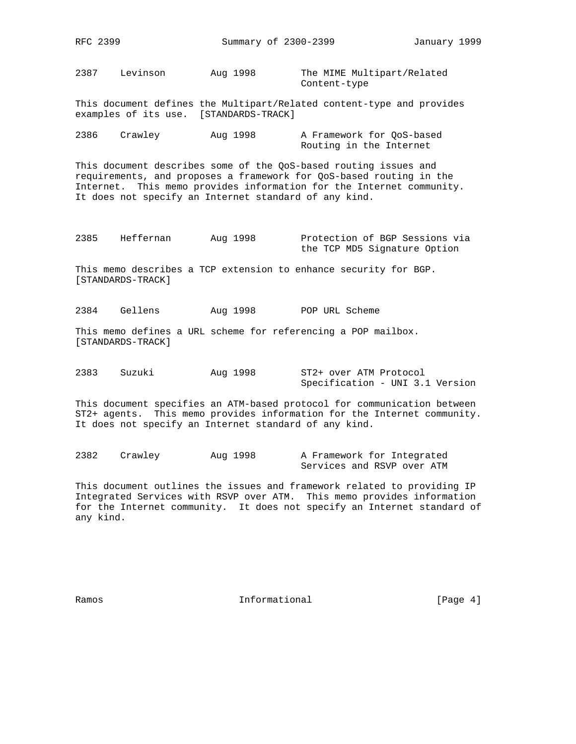2387    Levinson        Aug 1998        The MIME Multipart/Related Content-type

This document defines the Multipart/Related content-type and provides examples of its use.  [STANDARDS-TRACK]

2386    Crawley         Aug 1998        A Framework for QoS-based Routing in the Internet

This document describes some of the QoS-based routing issues and requirements, and proposes a framework for QoS-based routing in the Internet.  This memo provides information for the Internet community. It does not specify an Internet standard of any kind.

2385    Heffernan       Aug 1998        Protection of BGP Sessions via the TCP MD5 Signature Option

This memo describes a TCP extension to enhance security for BGP. [STANDARDS-TRACK]

2384    Gellens         Aug 1998        POP URL Scheme

This memo defines a URL scheme for referencing a POP mailbox. [STANDARDS-TRACK]

2383    Suzuki          Aug 1998        ST2+ over ATM Protocol Specification - UNI 3.1 Version

This document specifies an ATM-based protocol for communication between ST2+ agents.  This memo provides information for the Internet community. It does not specify an Internet standard of any kind.

2382    Crawley         Aug 1998        A Framework for Integrated Services and RSVP over ATM

This document outlines the issues and framework related to providing IP Integrated Services with RSVP over ATM.  This memo provides information for the Internet community.  It does not specify an Internet standard of any kind.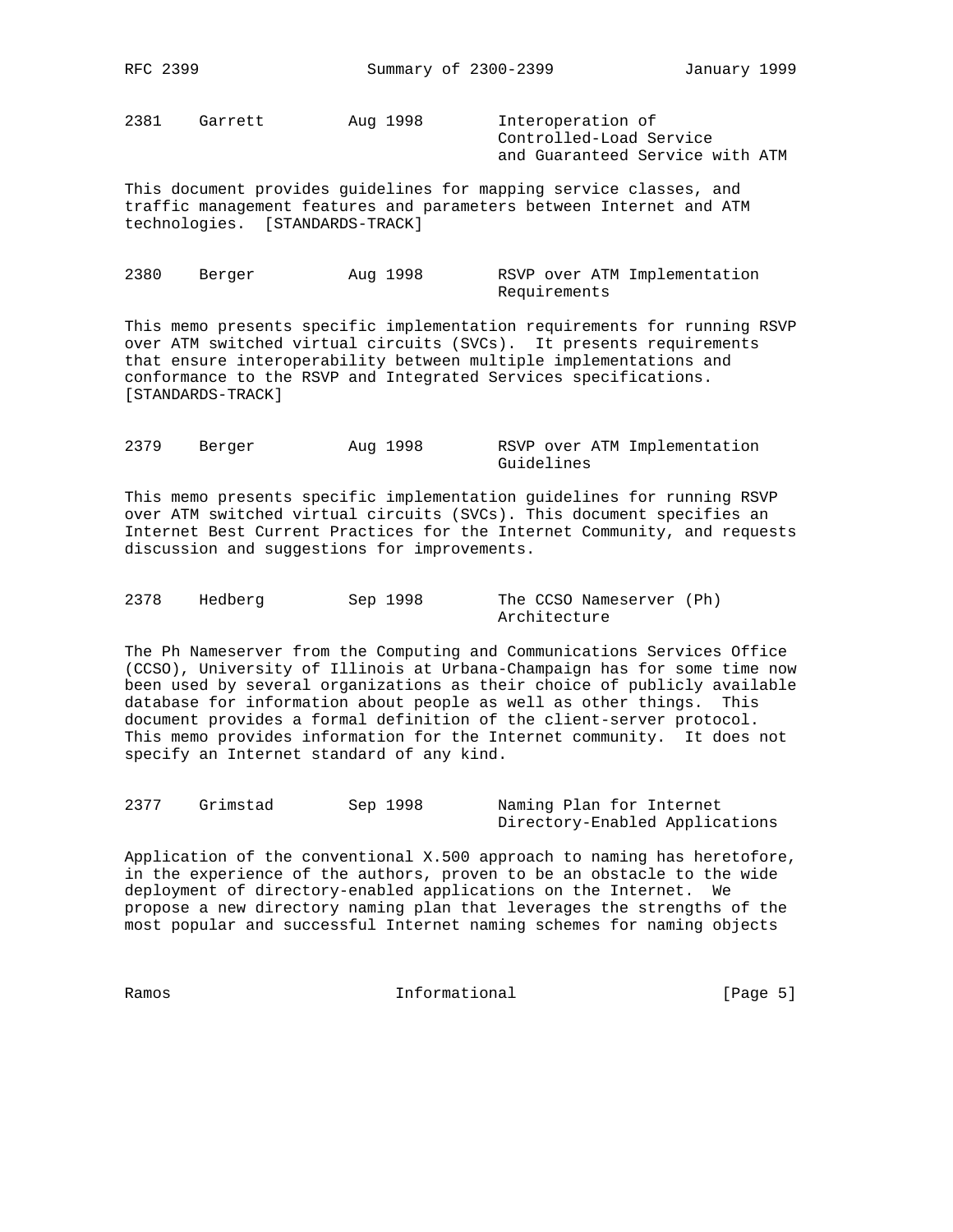```
2381    Garrett         Aug 1998        Interoperation of
                                        Controlled-Load Service
                                        and Guaranteed Service with ATM
```

This document provides guidelines for mapping service classes, and traffic management features and parameters between Internet and ATM technologies. [STANDARDS-TRACK]

```
2380    Berger          Aug 1998        RSVP over ATM Implementation
                                        Requirements
```

This memo presents specific implementation requirements for running RSVP over ATM switched virtual circuits (SVCs). It presents requirements that ensure interoperability between multiple implementations and conformance to the RSVP and Integrated Services specifications. [STANDARDS-TRACK]

```
2379    Berger          Aug 1998        RSVP over ATM Implementation
                                        Guidelines
```

This memo presents specific implementation guidelines for running RSVP over ATM switched virtual circuits (SVCs). This document specifies an Internet Best Current Practices for the Internet Community, and requests discussion and suggestions for improvements.

```
2378    Hedberg         Sep 1998        The CCSO Nameserver (Ph)
                                        Architecture
```

The Ph Nameserver from the Computing and Communications Services Office (CCSO), University of Illinois at Urbana-Champaign has for some time now been used by several organizations as their choice of publicly available database for information about people as well as other things. This document provides a formal definition of the client-server protocol. This memo provides information for the Internet community. It does not specify an Internet standard of any kind.

```
2377    Grimstad        Sep 1998        Naming Plan for Internet
                                        Directory-Enabled Applications
```

Application of the conventional X.500 approach to naming has heretofore, in the experience of the authors, proven to be an obstacle to the wide deployment of directory-enabled applications on the Internet. We propose a new directory naming plan that leverages the strengths of the most popular and successful Internet naming schemes for naming objects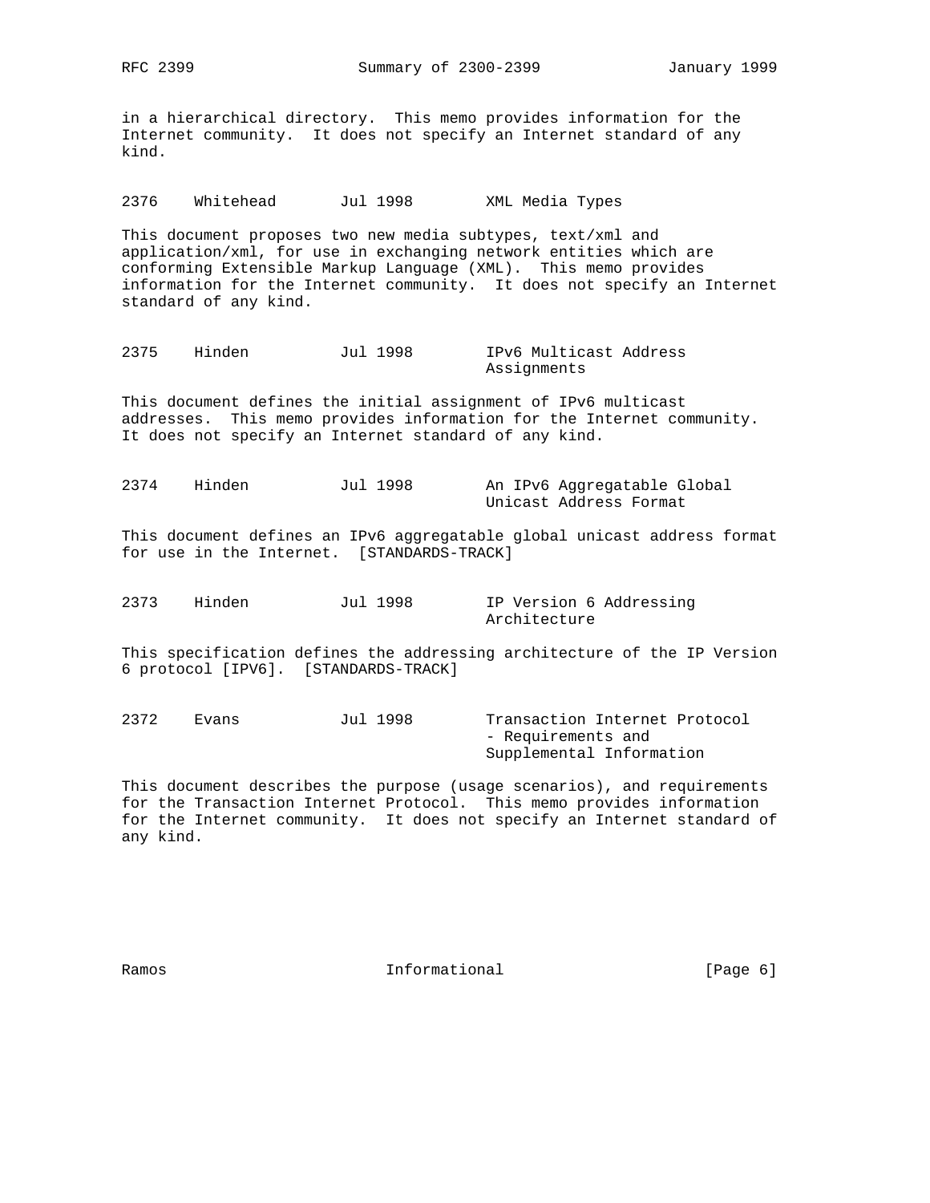in a hierarchical directory. This memo provides information for the Internet community. It does not specify an Internet standard of any kind.

```
2376    Whitehead       Jul 1998        XML Media Types
```

This document proposes two new media subtypes, text/xml and application/xml, for use in exchanging network entities which are conforming Extensible Markup Language (XML). This memo provides information for the Internet community. It does not specify an Internet standard of any kind.

```
2375    Hinden          Jul 1998        IPv6 Multicast Address
                                        Assignments
```

This document defines the initial assignment of IPv6 multicast addresses. This memo provides information for the Internet community. It does not specify an Internet standard of any kind.

```
2374    Hinden          Jul 1998        An IPv6 Aggregatable Global
                                        Unicast Address Format
```

This document defines an IPv6 aggregatable global unicast address format for use in the Internet. [STANDARDS-TRACK]

```
2373    Hinden          Jul 1998        IP Version 6 Addressing
                                        Architecture
```

This specification defines the addressing architecture of the IP Version 6 protocol [IPV6]. [STANDARDS-TRACK]

```
2372    Evans           Jul 1998        Transaction Internet Protocol
                                        - Requirements and
                                        Supplemental Information
```

This document describes the purpose (usage scenarios), and requirements for the Transaction Internet Protocol. This memo provides information for the Internet community. It does not specify an Internet standard of any kind.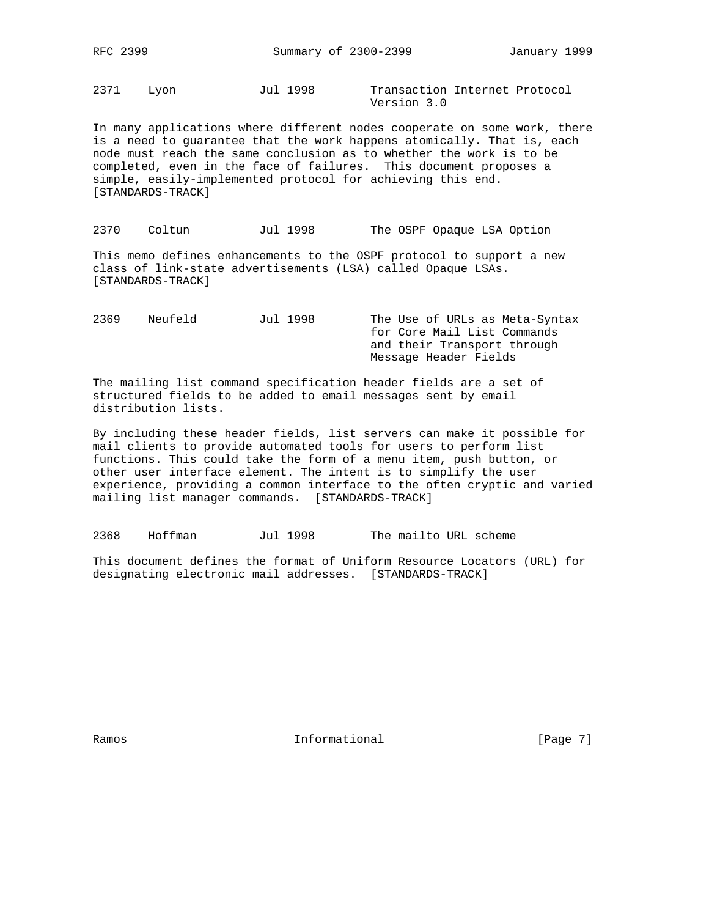2371    Lyon            Jul 1998        Transaction Internet Protocol Version 3.0

In many applications where different nodes cooperate on some work, there is a need to guarantee that the work happens atomically. That is, each node must reach the same conclusion as to whether the work is to be completed, even in the face of failures. This document proposes a simple, easily-implemented protocol for achieving this end. [STANDARDS-TRACK]

2370    Coltun          Jul 1998        The OSPF Opaque LSA Option

This memo defines enhancements to the OSPF protocol to support a new class of link-state advertisements (LSA) called Opaque LSAs. [STANDARDS-TRACK]

2369    Neufeld         Jul 1998        The Use of URLs as Meta-Syntax for Core Mail List Commands and their Transport through Message Header Fields

The mailing list command specification header fields are a set of structured fields to be added to email messages sent by email distribution lists.

By including these header fields, list servers can make it possible for mail clients to provide automated tools for users to perform list functions. This could take the form of a menu item, push button, or other user interface element. The intent is to simplify the user experience, providing a common interface to the often cryptic and varied mailing list manager commands. [STANDARDS-TRACK]

2368    Hoffman         Jul 1998        The mailto URL scheme

This document defines the format of Uniform Resource Locators (URL) for designating electronic mail addresses. [STANDARDS-TRACK]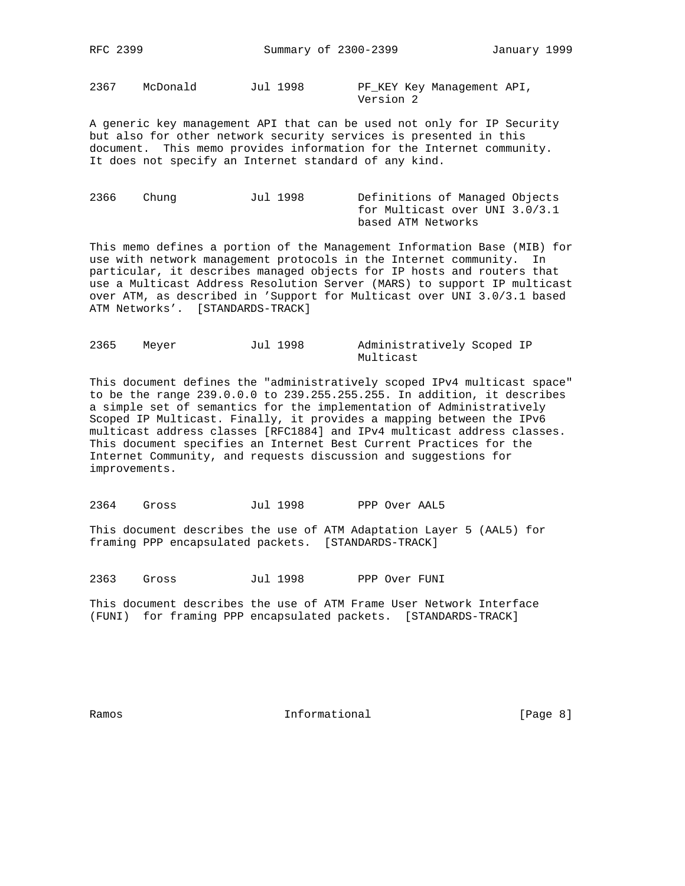2367    McDonald        Jul 1998        PF_KEY Key Management API, Version 2

A generic key management API that can be used not only for IP Security but also for other network security services is presented in this document. This memo provides information for the Internet community. It does not specify an Internet standard of any kind.

2366    Chung           Jul 1998        Definitions of Managed Objects for Multicast over UNI 3.0/3.1 based ATM Networks

This memo defines a portion of the Management Information Base (MIB) for use with network management protocols in the Internet community. In particular, it describes managed objects for IP hosts and routers that use a Multicast Address Resolution Server (MARS) to support IP multicast over ATM, as described in 'Support for Multicast over UNI 3.0/3.1 based ATM Networks'. [STANDARDS-TRACK]

2365    Meyer           Jul 1998        Administratively Scoped IP Multicast

This document defines the "administratively scoped IPv4 multicast space" to be the range 239.0.0.0 to 239.255.255.255. In addition, it describes a simple set of semantics for the implementation of Administratively Scoped IP Multicast. Finally, it provides a mapping between the IPv6 multicast address classes [RFC1884] and IPv4 multicast address classes. This document specifies an Internet Best Current Practices for the Internet Community, and requests discussion and suggestions for improvements.

2364    Gross           Jul 1998        PPP Over AAL5

This document describes the use of ATM Adaptation Layer 5 (AAL5) for framing PPP encapsulated packets. [STANDARDS-TRACK]

2363    Gross           Jul 1998        PPP Over FUNI

This document describes the use of ATM Frame User Network Interface (FUNI) for framing PPP encapsulated packets. [STANDARDS-TRACK]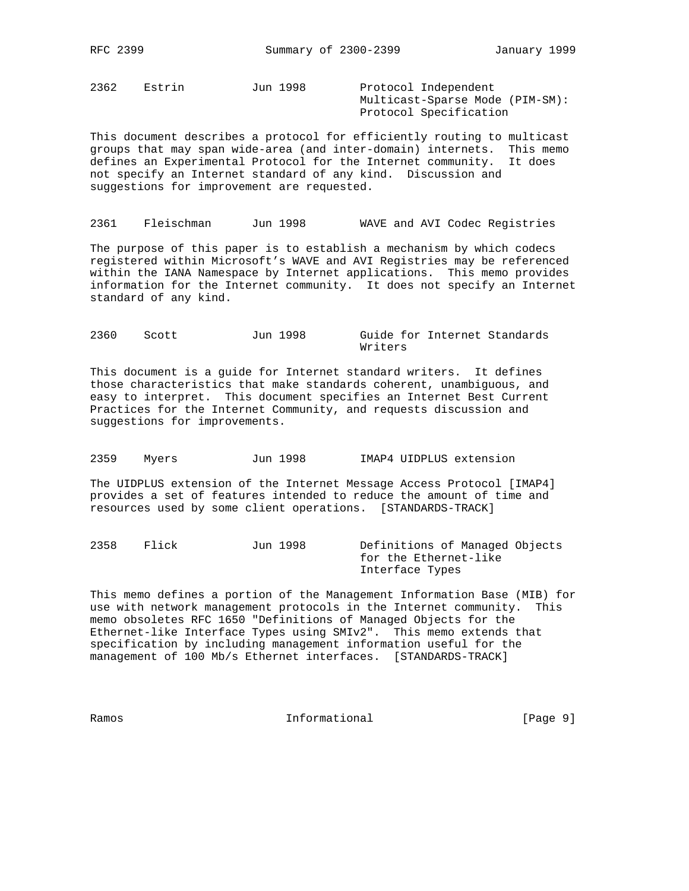2362    Estrin    Jun 1998    Protocol Independent Multicast-Sparse Mode (PIM-SM): Protocol Specification

This document describes a protocol for efficiently routing to multicast groups that may span wide-area (and inter-domain) internets. This memo defines an Experimental Protocol for the Internet community. It does not specify an Internet standard of any kind. Discussion and suggestions for improvement are requested.

2361    Fleischman    Jun 1998    WAVE and AVI Codec Registries

The purpose of this paper is to establish a mechanism by which codecs registered within Microsoft's WAVE and AVI Registries may be referenced within the IANA Namespace by Internet applications. This memo provides information for the Internet community. It does not specify an Internet standard of any kind.

2360    Scott    Jun 1998    Guide for Internet Standards Writers

This document is a guide for Internet standard writers. It defines those characteristics that make standards coherent, unambiguous, and easy to interpret. This document specifies an Internet Best Current Practices for the Internet Community, and requests discussion and suggestions for improvements.

2359    Myers    Jun 1998    IMAP4 UIDPLUS extension

The UIDPLUS extension of the Internet Message Access Protocol [IMAP4] provides a set of features intended to reduce the amount of time and resources used by some client operations. [STANDARDS-TRACK]

2358    Flick    Jun 1998    Definitions of Managed Objects for the Ethernet-like Interface Types

This memo defines a portion of the Management Information Base (MIB) for use with network management protocols in the Internet community. This memo obsoletes RFC 1650 "Definitions of Managed Objects for the Ethernet-like Interface Types using SMIv2". This memo extends that specification by including management information useful for the management of 100 Mb/s Ethernet interfaces. [STANDARDS-TRACK]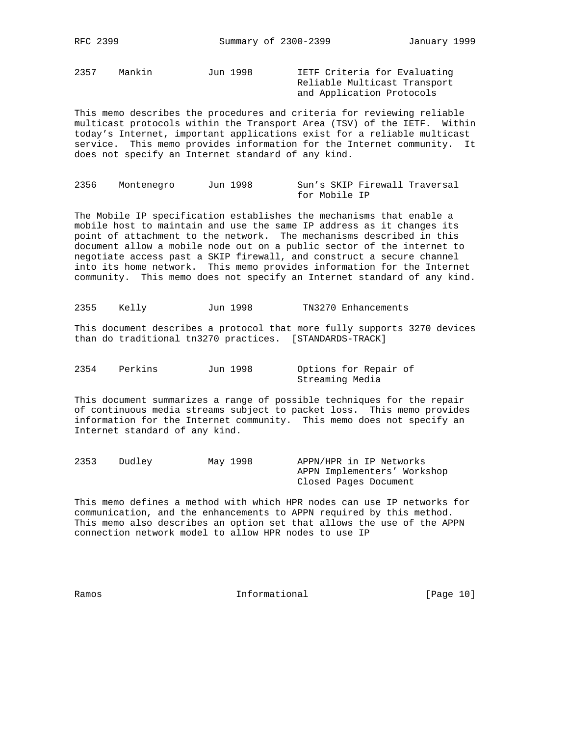2357    Mankin          Jun 1998        IETF Criteria for Evaluating
                                        Reliable Multicast Transport
                                        and Application Protocols

This memo describes the procedures and criteria for reviewing reliable multicast protocols within the Transport Area (TSV) of the IETF. Within today's Internet, important applications exist for a reliable multicast service. This memo provides information for the Internet community. It does not specify an Internet standard of any kind.

2356    Montenegro      Jun 1998        Sun's SKIP Firewall Traversal
                                        for Mobile IP

The Mobile IP specification establishes the mechanisms that enable a mobile host to maintain and use the same IP address as it changes its point of attachment to the network. The mechanisms described in this document allow a mobile node out on a public sector of the internet to negotiate access past a SKIP firewall, and construct a secure channel into its home network. This memo provides information for the Internet community. This memo does not specify an Internet standard of any kind.

2355    Kelly           Jun 1998        TN3270 Enhancements

This document describes a protocol that more fully supports 3270 devices than do traditional tn3270 practices. [STANDARDS-TRACK]

2354    Perkins         Jun 1998        Options for Repair of
                                        Streaming Media

This document summarizes a range of possible techniques for the repair of continuous media streams subject to packet loss. This memo provides information for the Internet community. This memo does not specify an Internet standard of any kind.

2353    Dudley          May 1998        APPN/HPR in IP Networks
                                        APPN Implementers' Workshop
                                        Closed Pages Document

This memo defines a method with which HPR nodes can use IP networks for communication, and the enhancements to APPN required by this method. This memo also describes an option set that allows the use of the APPN connection network model to allow HPR nodes to use IP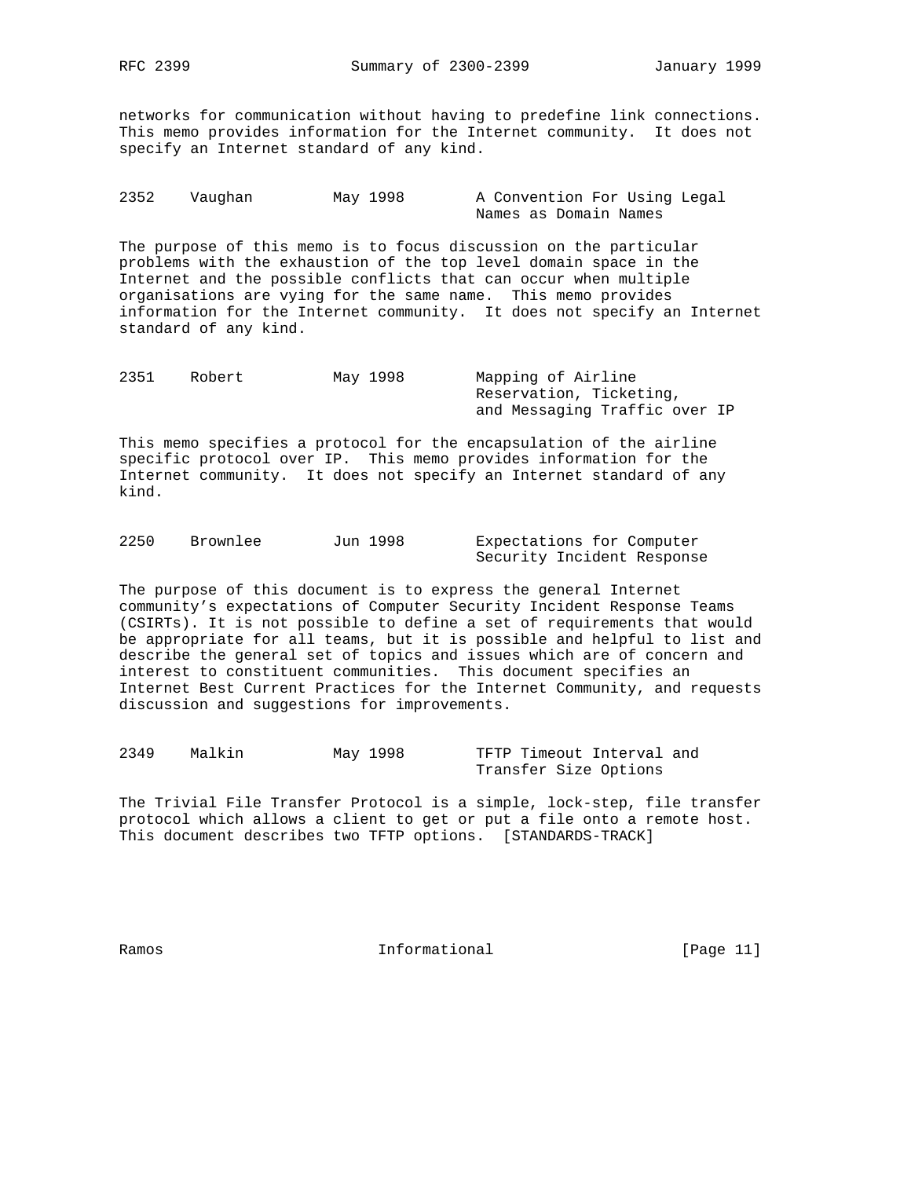networks for communication without having to predefine link connections. This memo provides information for the Internet community. It does not specify an Internet standard of any kind.

| | | | |
|---|---|---|---|
| 2352 | Vaughan | May 1998 | A Convention For Using Legal Names as Domain Names |

The purpose of this memo is to focus discussion on the particular problems with the exhaustion of the top level domain space in the Internet and the possible conflicts that can occur when multiple organisations are vying for the same name. This memo provides information for the Internet community. It does not specify an Internet standard of any kind.

| | | | |
|---|---|---|---|
| 2351 | Robert | May 1998 | Mapping of Airline Reservation, Ticketing, and Messaging Traffic over IP |

This memo specifies a protocol for the encapsulation of the airline specific protocol over IP. This memo provides information for the Internet community. It does not specify an Internet standard of any kind.

| | | | |
|---|---|---|---|
| 2250 | Brownlee | Jun 1998 | Expectations for Computer Security Incident Response |

The purpose of this document is to express the general Internet community's expectations of Computer Security Incident Response Teams (CSIRTs). It is not possible to define a set of requirements that would be appropriate for all teams, but it is possible and helpful to list and describe the general set of topics and issues which are of concern and interest to constituent communities. This document specifies an Internet Best Current Practices for the Internet Community, and requests discussion and suggestions for improvements.

| | | | |
|---|---|---|---|
| 2349 | Malkin | May 1998 | TFTP Timeout Interval and Transfer Size Options |

The Trivial File Transfer Protocol is a simple, lock-step, file transfer protocol which allows a client to get or put a file onto a remote host. This document describes two TFTP options. [STANDARDS-TRACK]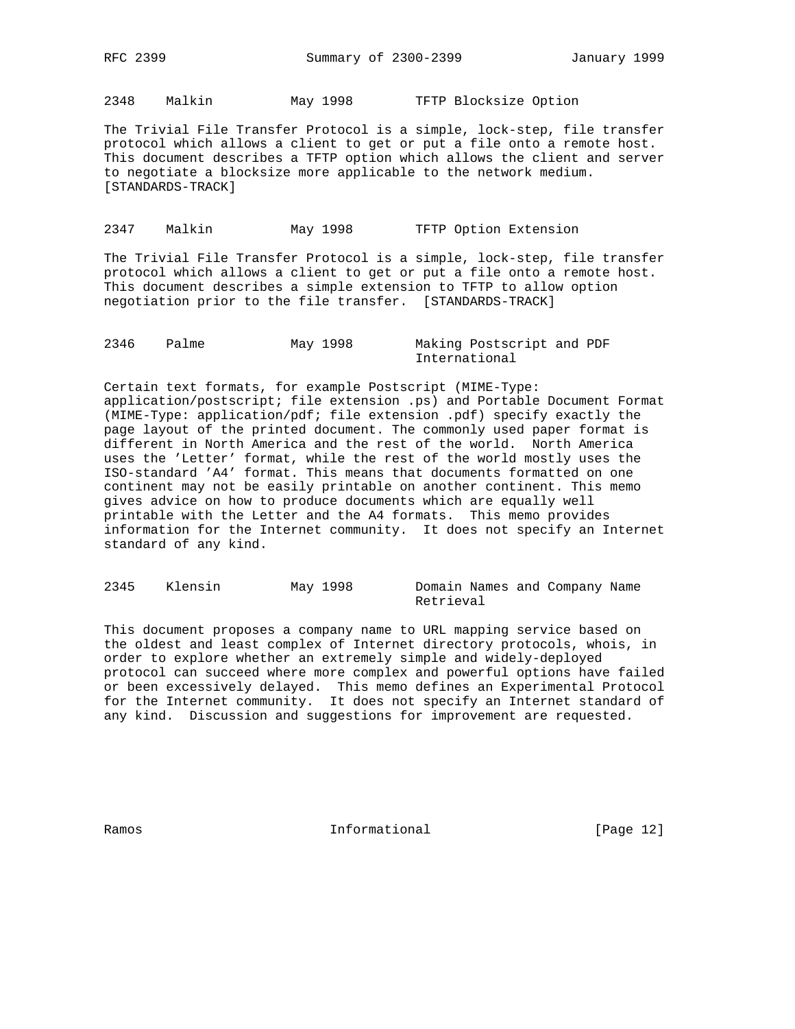2348    Malkin          May 1998        TFTP Blocksize Option

The Trivial File Transfer Protocol is a simple, lock-step, file transfer protocol which allows a client to get or put a file onto a remote host. This document describes a TFTP option which allows the client and server to negotiate a blocksize more applicable to the network medium. [STANDARDS-TRACK]

2347    Malkin          May 1998        TFTP Option Extension

The Trivial File Transfer Protocol is a simple, lock-step, file transfer protocol which allows a client to get or put a file onto a remote host. This document describes a simple extension to TFTP to allow option negotiation prior to the file transfer. [STANDARDS-TRACK]

2346    Palme           May 1998        Making Postscript and PDF International

Certain text formats, for example Postscript (MIME-Type: application/postscript; file extension .ps) and Portable Document Format (MIME-Type: application/pdf; file extension .pdf) specify exactly the page layout of the printed document. The commonly used paper format is different in North America and the rest of the world. North America uses the 'Letter' format, while the rest of the world mostly uses the ISO-standard 'A4' format. This means that documents formatted on one continent may not be easily printable on another continent. This memo gives advice on how to produce documents which are equally well printable with the Letter and the A4 formats. This memo provides information for the Internet community. It does not specify an Internet standard of any kind.

2345    Klensin         May 1998        Domain Names and Company Name Retrieval

This document proposes a company name to URL mapping service based on the oldest and least complex of Internet directory protocols, whois, in order to explore whether an extremely simple and widely-deployed protocol can succeed where more complex and powerful options have failed or been excessively delayed. This memo defines an Experimental Protocol for the Internet community. It does not specify an Internet standard of any kind. Discussion and suggestions for improvement are requested.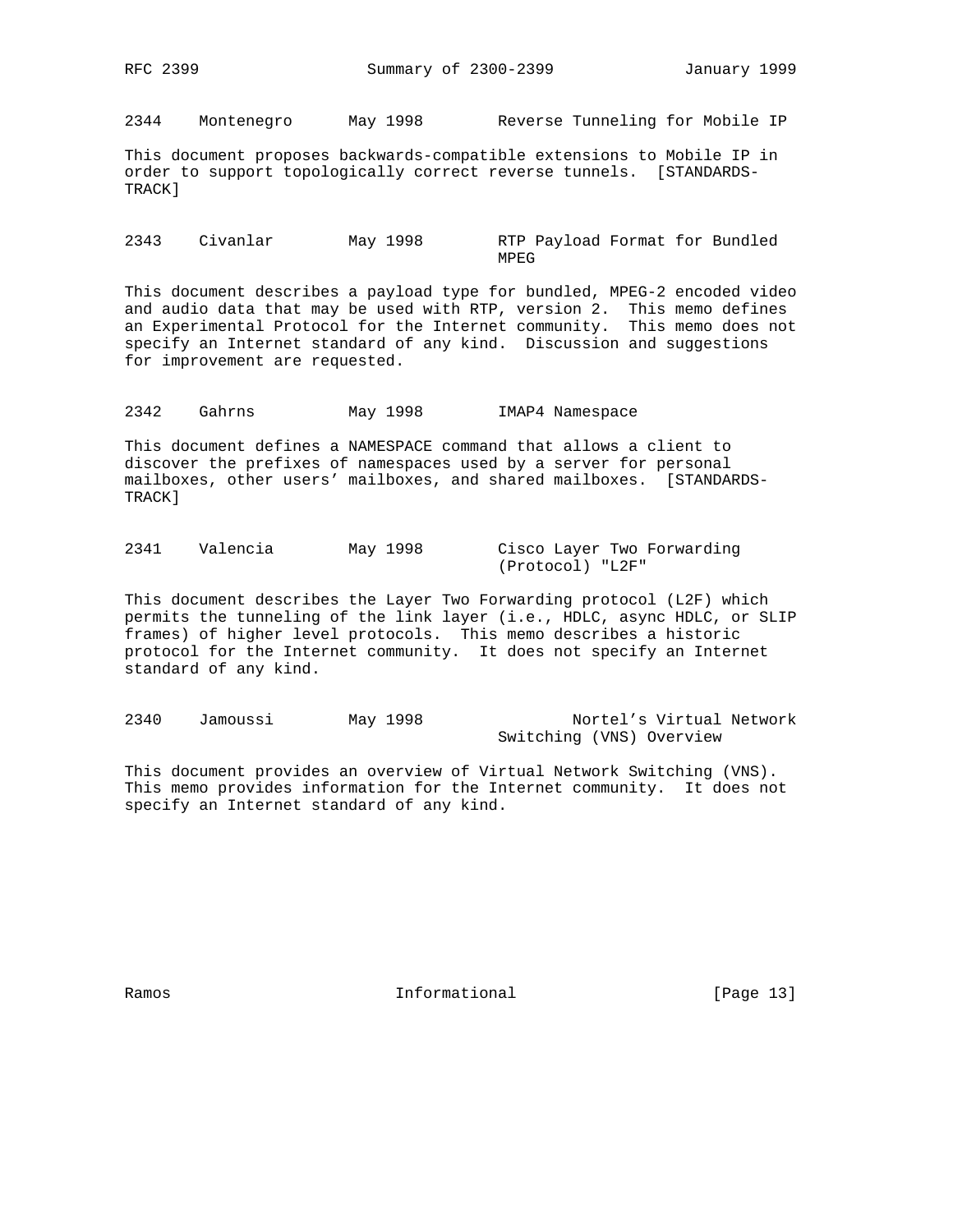2344    Montenegro      May 1998        Reverse Tunneling for Mobile IP

This document proposes backwards-compatible extensions to Mobile IP in order to support topologically correct reverse tunnels. [STANDARDS-TRACK]

2343    Civanlar        May 1998        RTP Payload Format for Bundled MPEG

This document describes a payload type for bundled, MPEG-2 encoded video and audio data that may be used with RTP, version 2. This memo defines an Experimental Protocol for the Internet community. This memo does not specify an Internet standard of any kind. Discussion and suggestions for improvement are requested.

2342    Gahrns          May 1998        IMAP4 Namespace

This document defines a NAMESPACE command that allows a client to discover the prefixes of namespaces used by a server for personal mailboxes, other users' mailboxes, and shared mailboxes. [STANDARDS-TRACK]

2341    Valencia        May 1998        Cisco Layer Two Forwarding (Protocol) "L2F"

This document describes the Layer Two Forwarding protocol (L2F) which permits the tunneling of the link layer (i.e., HDLC, async HDLC, or SLIP frames) of higher level protocols. This memo describes a historic protocol for the Internet community. It does not specify an Internet standard of any kind.

2340    Jamoussi        May 1998        Nortel's Virtual Network Switching (VNS) Overview

This document provides an overview of Virtual Network Switching (VNS). This memo provides information for the Internet community. It does not specify an Internet standard of any kind.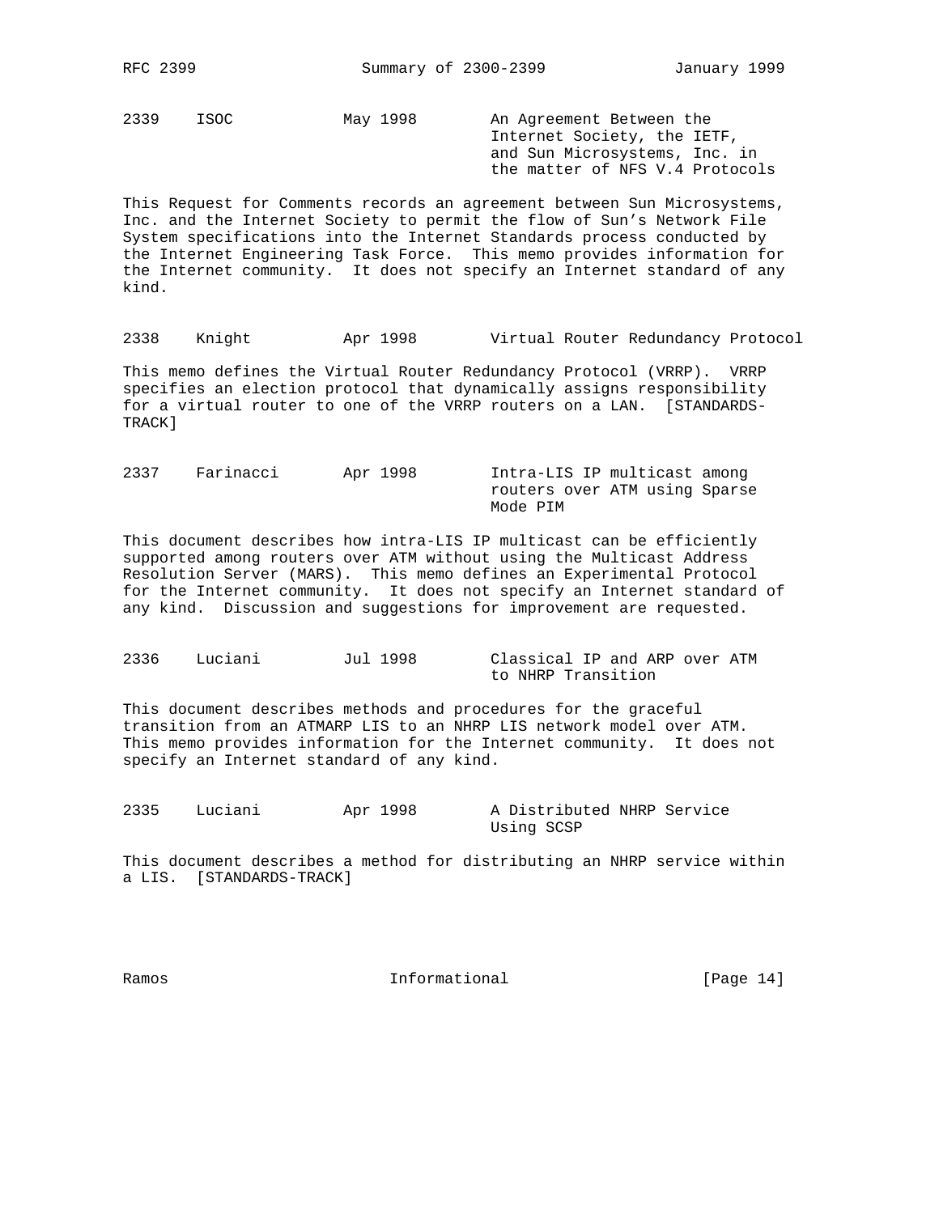2339    ISOC            May 1998        An Agreement Between the Internet Society, the IETF, and Sun Microsystems, Inc. in the matter of NFS V.4 Protocols

This Request for Comments records an agreement between Sun Microsystems, Inc. and the Internet Society to permit the flow of Sun's Network File System specifications into the Internet Standards process conducted by the Internet Engineering Task Force. This memo provides information for the Internet community. It does not specify an Internet standard of any kind.

2338    Knight          Apr 1998        Virtual Router Redundancy Protocol

This memo defines the Virtual Router Redundancy Protocol (VRRP). VRRP specifies an election protocol that dynamically assigns responsibility for a virtual router to one of the VRRP routers on a LAN. [STANDARDS-TRACK]

2337    Farinacci       Apr 1998        Intra-LIS IP multicast among routers over ATM using Sparse Mode PIM

This document describes how intra-LIS IP multicast can be efficiently supported among routers over ATM without using the Multicast Address Resolution Server (MARS). This memo defines an Experimental Protocol for the Internet community. It does not specify an Internet standard of any kind. Discussion and suggestions for improvement are requested.

2336    Luciani         Jul 1998        Classical IP and ARP over ATM to NHRP Transition

This document describes methods and procedures for the graceful transition from an ATMARP LIS to an NHRP LIS network model over ATM. This memo provides information for the Internet community. It does not specify an Internet standard of any kind.

2335    Luciani         Apr 1998        A Distributed NHRP Service Using SCSP

This document describes a method for distributing an NHRP service within a LIS. [STANDARDS-TRACK]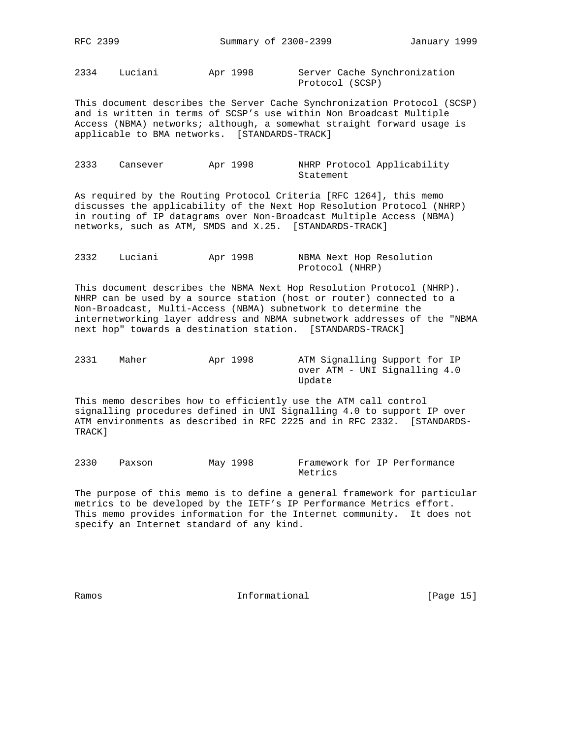2334 Luciani Apr 1998 Server Cache Synchronization Protocol (SCSP)

This document describes the Server Cache Synchronization Protocol (SCSP) and is written in terms of SCSP's use within Non Broadcast Multiple Access (NBMA) networks; although, a somewhat straight forward usage is applicable to BMA networks. [STANDARDS-TRACK]

2333 Cansever Apr 1998 NHRP Protocol Applicability Statement

As required by the Routing Protocol Criteria [RFC 1264], this memo discusses the applicability of the Next Hop Resolution Protocol (NHRP) in routing of IP datagrams over Non-Broadcast Multiple Access (NBMA) networks, such as ATM, SMDS and X.25. [STANDARDS-TRACK]

2332 Luciani Apr 1998 NBMA Next Hop Resolution Protocol (NHRP)

This document describes the NBMA Next Hop Resolution Protocol (NHRP). NHRP can be used by a source station (host or router) connected to a Non-Broadcast, Multi-Access (NBMA) subnetwork to determine the internetworking layer address and NBMA subnetwork addresses of the "NBMA next hop" towards a destination station. [STANDARDS-TRACK]

2331 Maher Apr 1998 ATM Signalling Support for IP over ATM - UNI Signalling 4.0 Update

This memo describes how to efficiently use the ATM call control signalling procedures defined in UNI Signalling 4.0 to support IP over ATM environments as described in RFC 2225 and in RFC 2332. [STANDARDS-TRACK]

2330 Paxson May 1998 Framework for IP Performance Metrics

The purpose of this memo is to define a general framework for particular metrics to be developed by the IETF's IP Performance Metrics effort. This memo provides information for the Internet community. It does not specify an Internet standard of any kind.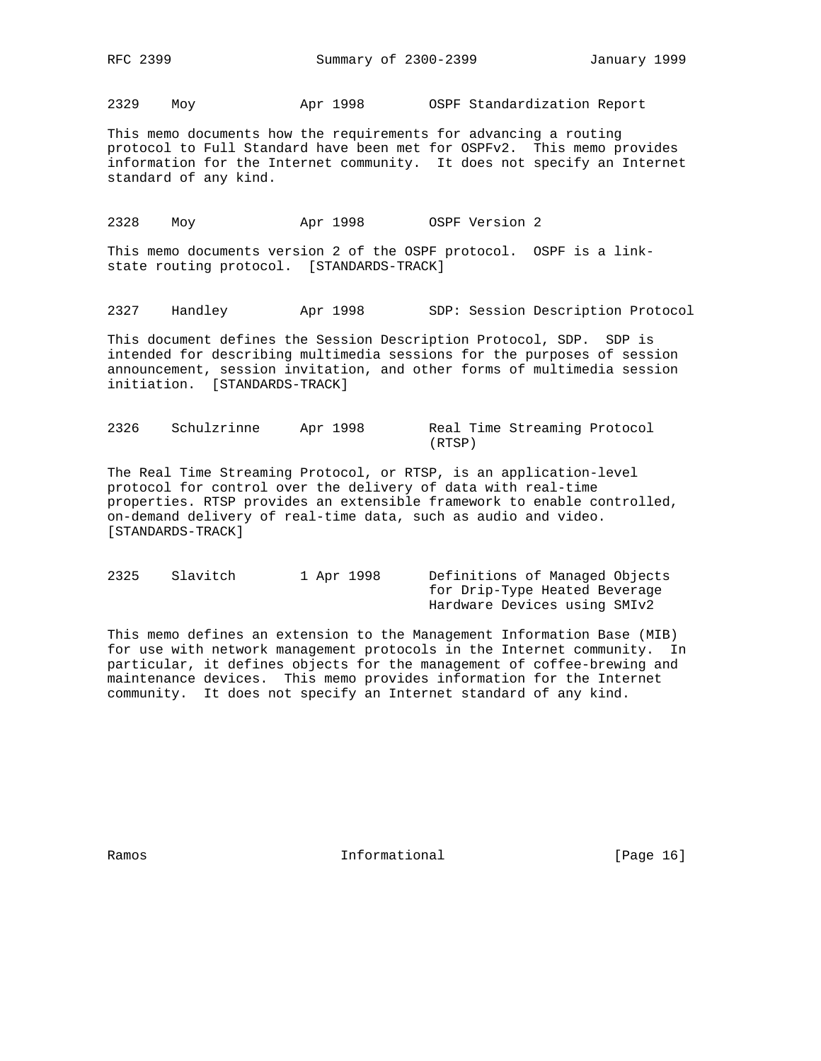2329     Moy             Apr 1998        OSPF Standardization Report

This memo documents how the requirements for advancing a routing protocol to Full Standard have been met for OSPFv2. This memo provides information for the Internet community. It does not specify an Internet standard of any kind.

2328     Moy             Apr 1998        OSPF Version 2

This memo documents version 2 of the OSPF protocol. OSPF is a link-state routing protocol. [STANDARDS-TRACK]

2327     Handley         Apr 1998        SDP: Session Description Protocol

This document defines the Session Description Protocol, SDP. SDP is intended for describing multimedia sessions for the purposes of session announcement, session invitation, and other forms of multimedia session initiation. [STANDARDS-TRACK]

2326     Schulzrinne     Apr 1998        Real Time Streaming Protocol (RTSP)

The Real Time Streaming Protocol, or RTSP, is an application-level protocol for control over the delivery of data with real-time properties. RTSP provides an extensible framework to enable controlled, on-demand delivery of real-time data, such as audio and video. [STANDARDS-TRACK]

2325     Slavitch        1 Apr 1998      Definitions of Managed Objects for Drip-Type Heated Beverage Hardware Devices using SMIv2

This memo defines an extension to the Management Information Base (MIB) for use with network management protocols in the Internet community. In particular, it defines objects for the management of coffee-brewing and maintenance devices. This memo provides information for the Internet community. It does not specify an Internet standard of any kind.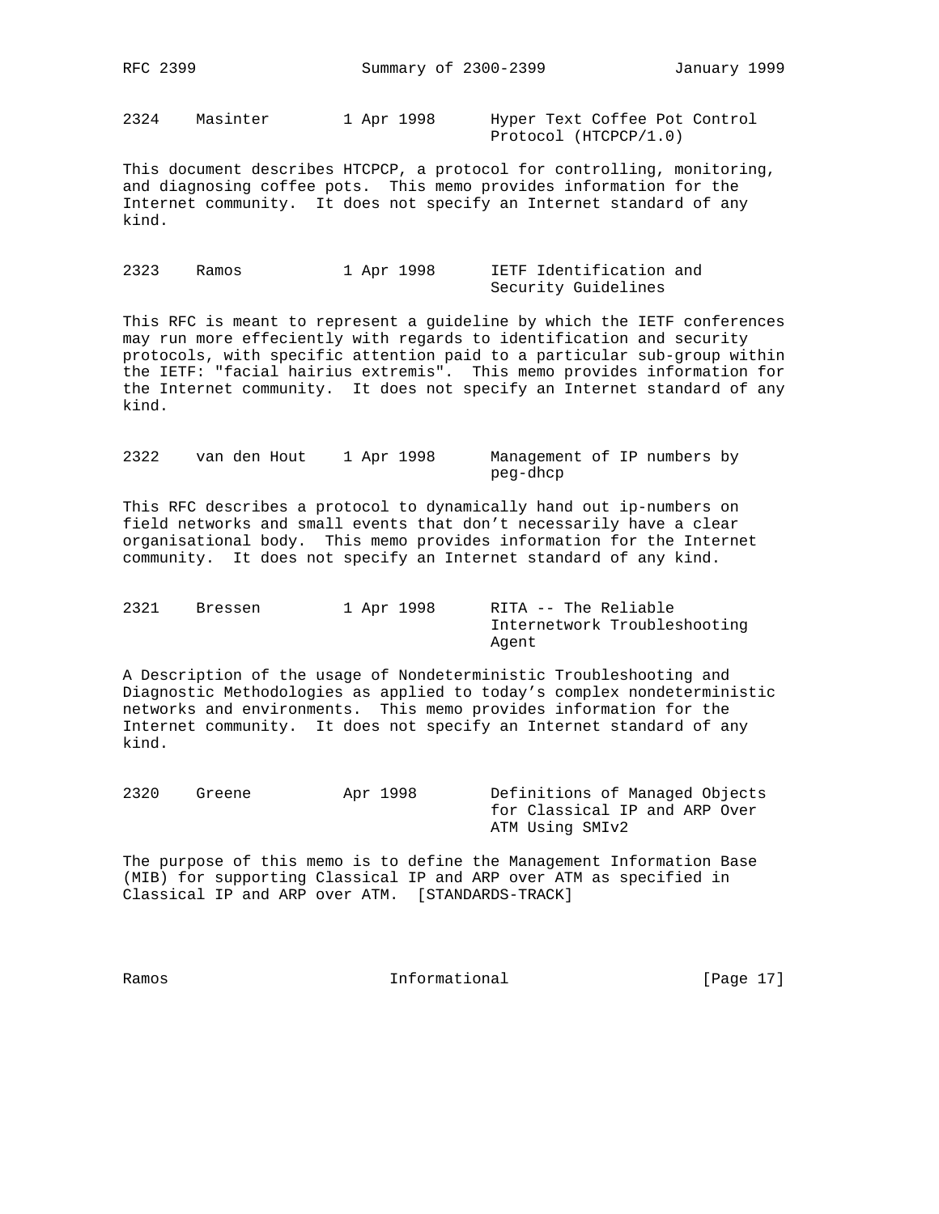```
2324    Masinter        1 Apr 1998      Hyper Text Coffee Pot Control
                                        Protocol (HTCPCP/1.0)
```

This document describes HTCPCP, a protocol for controlling, monitoring, and diagnosing coffee pots. This memo provides information for the Internet community. It does not specify an Internet standard of any kind.

```
2323    Ramos           1 Apr 1998      IETF Identification and
                                        Security Guidelines
```

This RFC is meant to represent a guideline by which the IETF conferences may run more effeciently with regards to identification and security protocols, with specific attention paid to a particular sub-group within the IETF: "facial hairius extremis". This memo provides information for the Internet community. It does not specify an Internet standard of any kind.

```
2322    van den Hout    1 Apr 1998      Management of IP numbers by
                                        peg-dhcp
```

This RFC describes a protocol to dynamically hand out ip-numbers on field networks and small events that don't necessarily have a clear organisational body. This memo provides information for the Internet community. It does not specify an Internet standard of any kind.

```
2321    Bressen         1 Apr 1998      RITA -- The Reliable
                                        Internetwork Troubleshooting
                                        Agent
```

A Description of the usage of Nondeterministic Troubleshooting and Diagnostic Methodologies as applied to today's complex nondeterministic networks and environments. This memo provides information for the Internet community. It does not specify an Internet standard of any kind.

```
2320    Greene          Apr 1998        Definitions of Managed Objects
                                        for Classical IP and ARP Over
                                        ATM Using SMIv2
```

The purpose of this memo is to define the Management Information Base (MIB) for supporting Classical IP and ARP over ATM as specified in Classical IP and ARP over ATM. [STANDARDS-TRACK]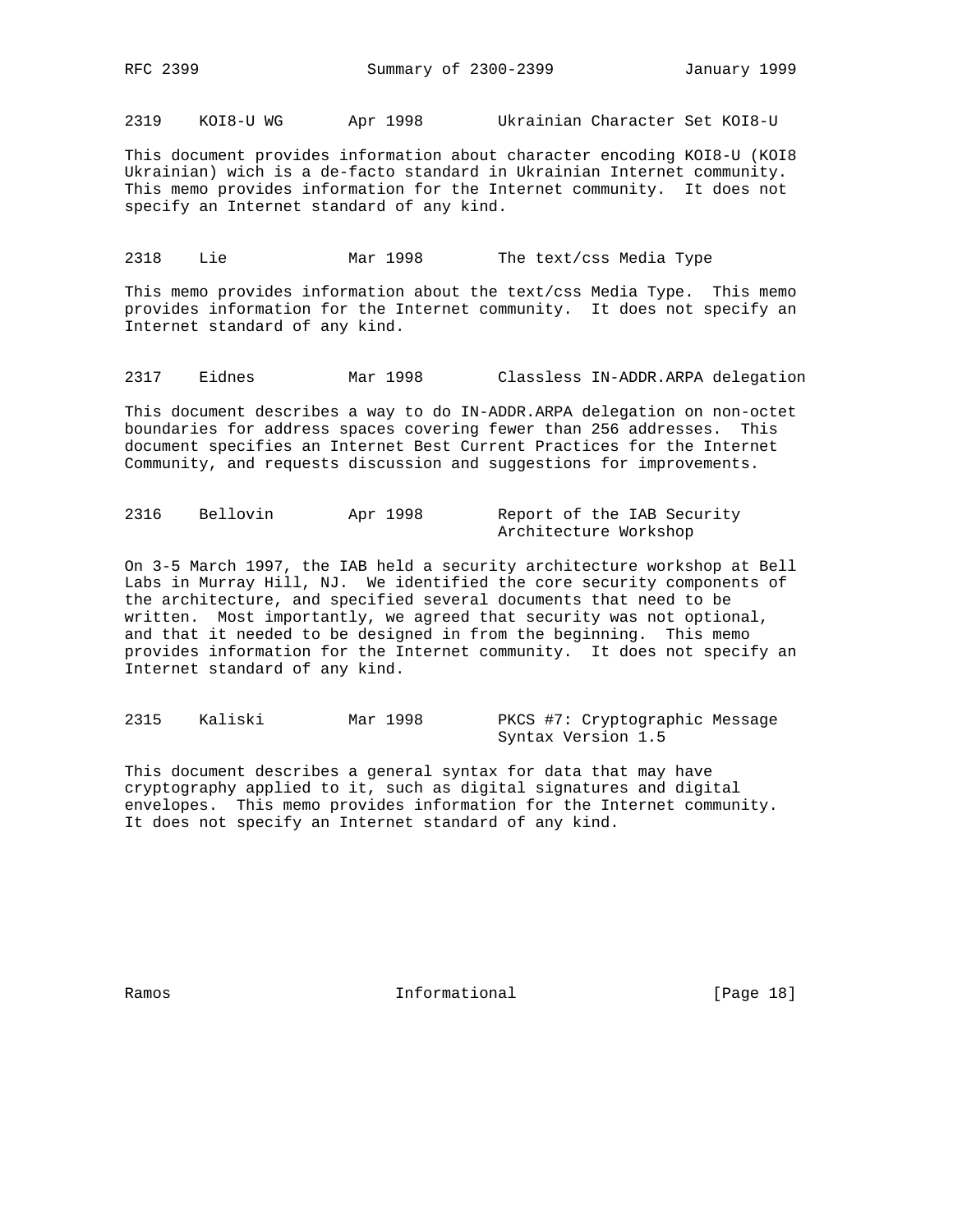2319    KOI8-U WG       Apr 1998        Ukrainian Character Set KOI8-U

This document provides information about character encoding KOI8-U (KOI8 Ukrainian) wich is a de-facto standard in Ukrainian Internet community. This memo provides information for the Internet community. It does not specify an Internet standard of any kind.

2318    Lie             Mar 1998        The text/css Media Type

This memo provides information about the text/css Media Type. This memo provides information for the Internet community. It does not specify an Internet standard of any kind.

2317    Eidnes          Mar 1998        Classless IN-ADDR.ARPA delegation

This document describes a way to do IN-ADDR.ARPA delegation on non-octet boundaries for address spaces covering fewer than 256 addresses. This document specifies an Internet Best Current Practices for the Internet Community, and requests discussion and suggestions for improvements.

2316    Bellovin        Apr 1998        Report of the IAB Security Architecture Workshop

On 3-5 March 1997, the IAB held a security architecture workshop at Bell Labs in Murray Hill, NJ. We identified the core security components of the architecture, and specified several documents that need to be written. Most importantly, we agreed that security was not optional, and that it needed to be designed in from the beginning. This memo provides information for the Internet community. It does not specify an Internet standard of any kind.

2315    Kaliski         Mar 1998        PKCS #7: Cryptographic Message Syntax Version 1.5

This document describes a general syntax for data that may have cryptography applied to it, such as digital signatures and digital envelopes. This memo provides information for the Internet community. It does not specify an Internet standard of any kind.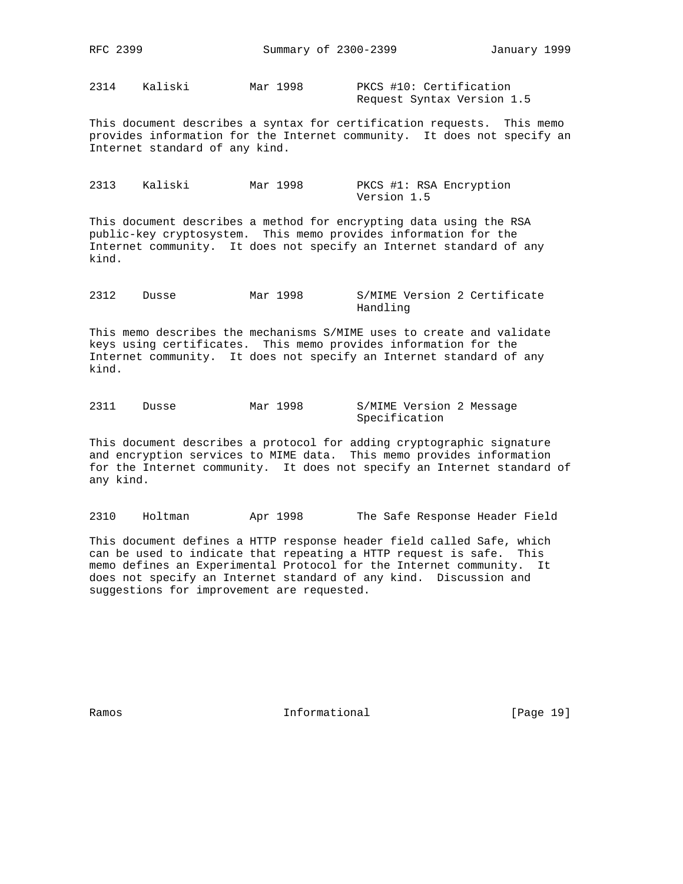2314    Kaliski         Mar 1998        PKCS #10: Certification Request Syntax Version 1.5

This document describes a syntax for certification requests. This memo provides information for the Internet community. It does not specify an Internet standard of any kind.

2313    Kaliski         Mar 1998        PKCS #1: RSA Encryption Version 1.5

This document describes a method for encrypting data using the RSA public-key cryptosystem. This memo provides information for the Internet community. It does not specify an Internet standard of any kind.

2312    Dusse           Mar 1998        S/MIME Version 2 Certificate Handling

This memo describes the mechanisms S/MIME uses to create and validate keys using certificates. This memo provides information for the Internet community. It does not specify an Internet standard of any kind.

2311    Dusse           Mar 1998        S/MIME Version 2 Message Specification

This document describes a protocol for adding cryptographic signature and encryption services to MIME data. This memo provides information for the Internet community. It does not specify an Internet standard of any kind.

2310    Holtman         Apr 1998        The Safe Response Header Field

This document defines a HTTP response header field called Safe, which can be used to indicate that repeating a HTTP request is safe. This memo defines an Experimental Protocol for the Internet community. It does not specify an Internet standard of any kind. Discussion and suggestions for improvement are requested.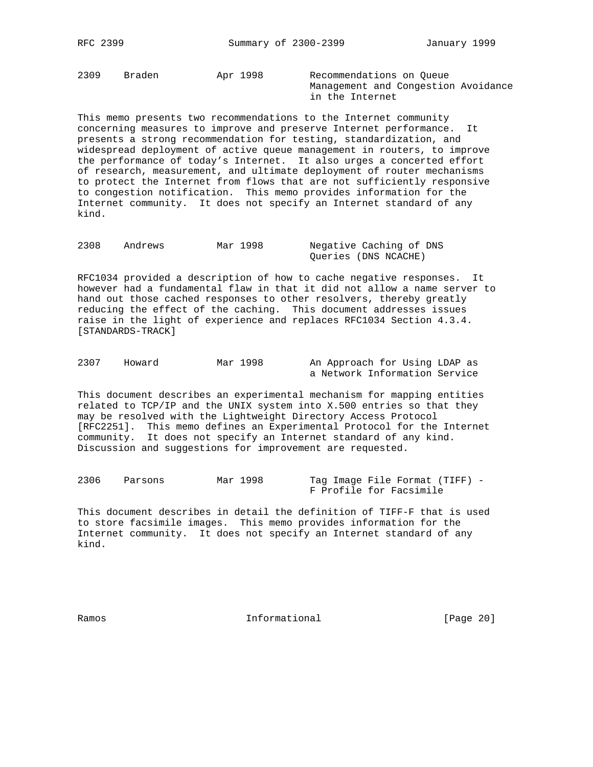2309    Braden    Apr 1998    Recommendations on Queue Management and Congestion Avoidance in the Internet

This memo presents two recommendations to the Internet community concerning measures to improve and preserve Internet performance. It presents a strong recommendation for testing, standardization, and widespread deployment of active queue management in routers, to improve the performance of today's Internet. It also urges a concerted effort of research, measurement, and ultimate deployment of router mechanisms to protect the Internet from flows that are not sufficiently responsive to congestion notification. This memo provides information for the Internet community. It does not specify an Internet standard of any kind.

2308    Andrews    Mar 1998    Negative Caching of DNS Queries (DNS NCACHE)

RFC1034 provided a description of how to cache negative responses. It however had a fundamental flaw in that it did not allow a name server to hand out those cached responses to other resolvers, thereby greatly reducing the effect of the caching. This document addresses issues raise in the light of experience and replaces RFC1034 Section 4.3.4. [STANDARDS-TRACK]

2307    Howard    Mar 1998    An Approach for Using LDAP as a Network Information Service

This document describes an experimental mechanism for mapping entities related to TCP/IP and the UNIX system into X.500 entries so that they may be resolved with the Lightweight Directory Access Protocol [RFC2251]. This memo defines an Experimental Protocol for the Internet community. It does not specify an Internet standard of any kind. Discussion and suggestions for improvement are requested.

2306    Parsons    Mar 1998    Tag Image File Format (TIFF) - F Profile for Facsimile

This document describes in detail the definition of TIFF-F that is used to store facsimile images. This memo provides information for the Internet community. It does not specify an Internet standard of any kind.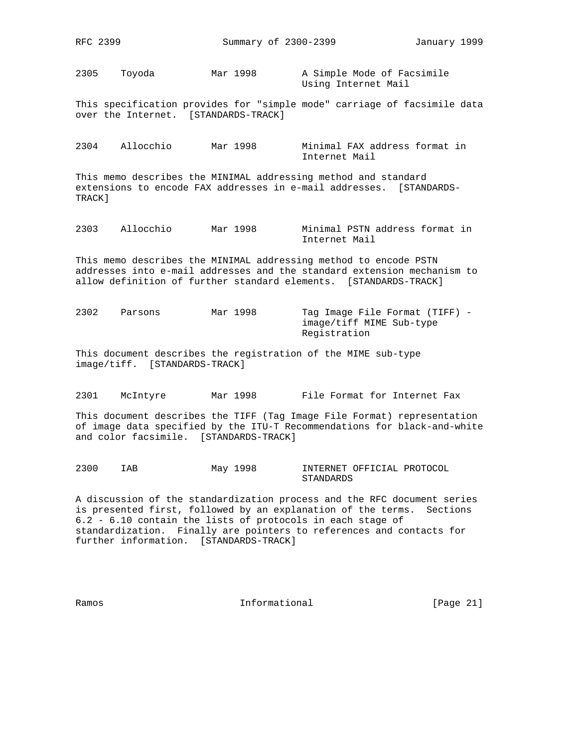2305 Toyoda Mar 1998 A Simple Mode of Facsimile Using Internet Mail

This specification provides for "simple mode" carriage of facsimile data over the Internet. [STANDARDS-TRACK]

2304 Allocchio Mar 1998 Minimal FAX address format in Internet Mail

This memo describes the MINIMAL addressing method and standard extensions to encode FAX addresses in e-mail addresses. [STANDARDS-TRACK]

2303 Allocchio Mar 1998 Minimal PSTN address format in Internet Mail

This memo describes the MINIMAL addressing method to encode PSTN addresses into e-mail addresses and the standard extension mechanism to allow definition of further standard elements. [STANDARDS-TRACK]

2302 Parsons Mar 1998 Tag Image File Format (TIFF) - image/tiff MIME Sub-type Registration

This document describes the registration of the MIME sub-type image/tiff. [STANDARDS-TRACK]

2301 McIntyre Mar 1998 File Format for Internet Fax

This document describes the TIFF (Tag Image File Format) representation of image data specified by the ITU-T Recommendations for black-and-white and color facsimile. [STANDARDS-TRACK]

2300 IAB May 1998 INTERNET OFFICIAL PROTOCOL STANDARDS

A discussion of the standardization process and the RFC document series is presented first, followed by an explanation of the terms. Sections 6.2 - 6.10 contain the lists of protocols in each stage of standardization. Finally are pointers to references and contacts for further information. [STANDARDS-TRACK]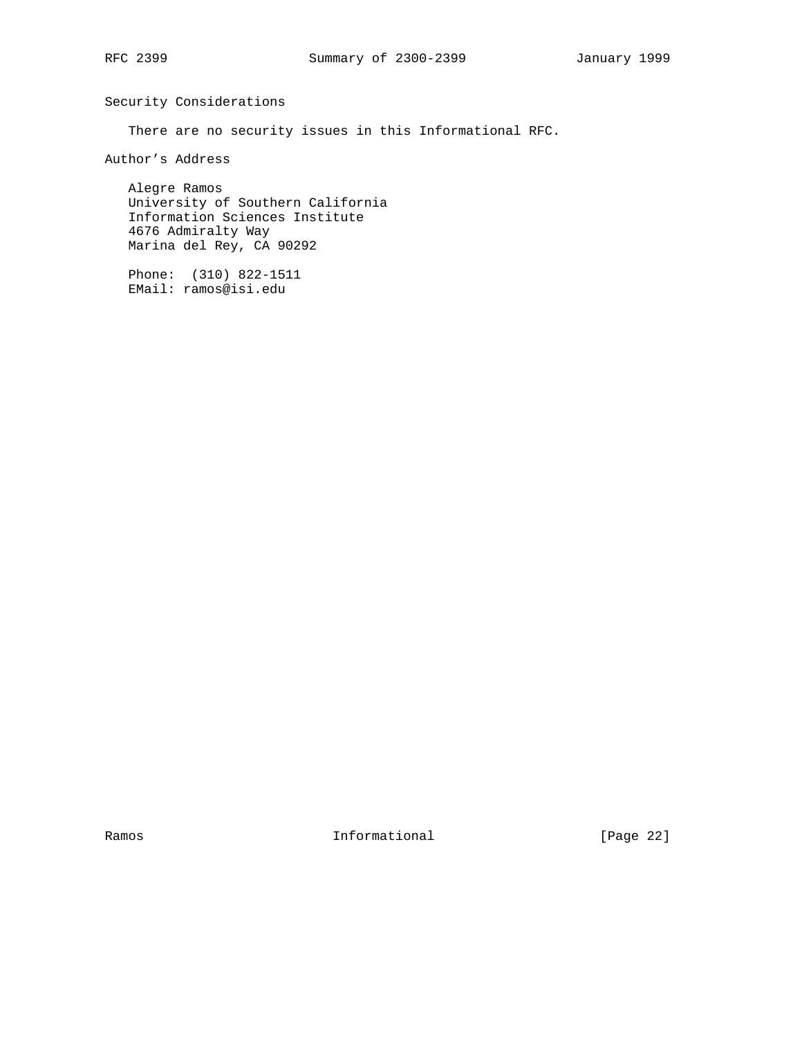## Security Considerations

There are no security issues in this Informational RFC.

## Author's Address

Alegre Ramos
University of Southern California
Information Sciences Institute
4676 Admiralty Way
Marina del Rey, CA 90292

Phone:  (310) 822-1511
EMail: ramos@isi.edu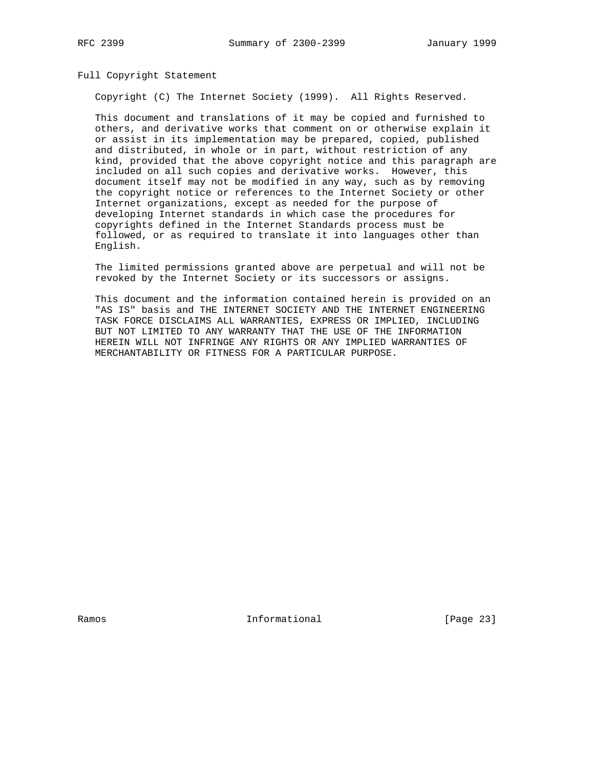## Full Copyright Statement

Copyright (C) The Internet Society (1999). All Rights Reserved.

This document and translations of it may be copied and furnished to others, and derivative works that comment on or otherwise explain it or assist in its implementation may be prepared, copied, published and distributed, in whole or in part, without restriction of any kind, provided that the above copyright notice and this paragraph are included on all such copies and derivative works. However, this document itself may not be modified in any way, such as by removing the copyright notice or references to the Internet Society or other Internet organizations, except as needed for the purpose of developing Internet standards in which case the procedures for copyrights defined in the Internet Standards process must be followed, or as required to translate it into languages other than English.

The limited permissions granted above are perpetual and will not be revoked by the Internet Society or its successors or assigns.

This document and the information contained herein is provided on an "AS IS" basis and THE INTERNET SOCIETY AND THE INTERNET ENGINEERING TASK FORCE DISCLAIMS ALL WARRANTIES, EXPRESS OR IMPLIED, INCLUDING BUT NOT LIMITED TO ANY WARRANTY THAT THE USE OF THE INFORMATION HEREIN WILL NOT INFRINGE ANY RIGHTS OR ANY IMPLIED WARRANTIES OF MERCHANTABILITY OR FITNESS FOR A PARTICULAR PURPOSE.